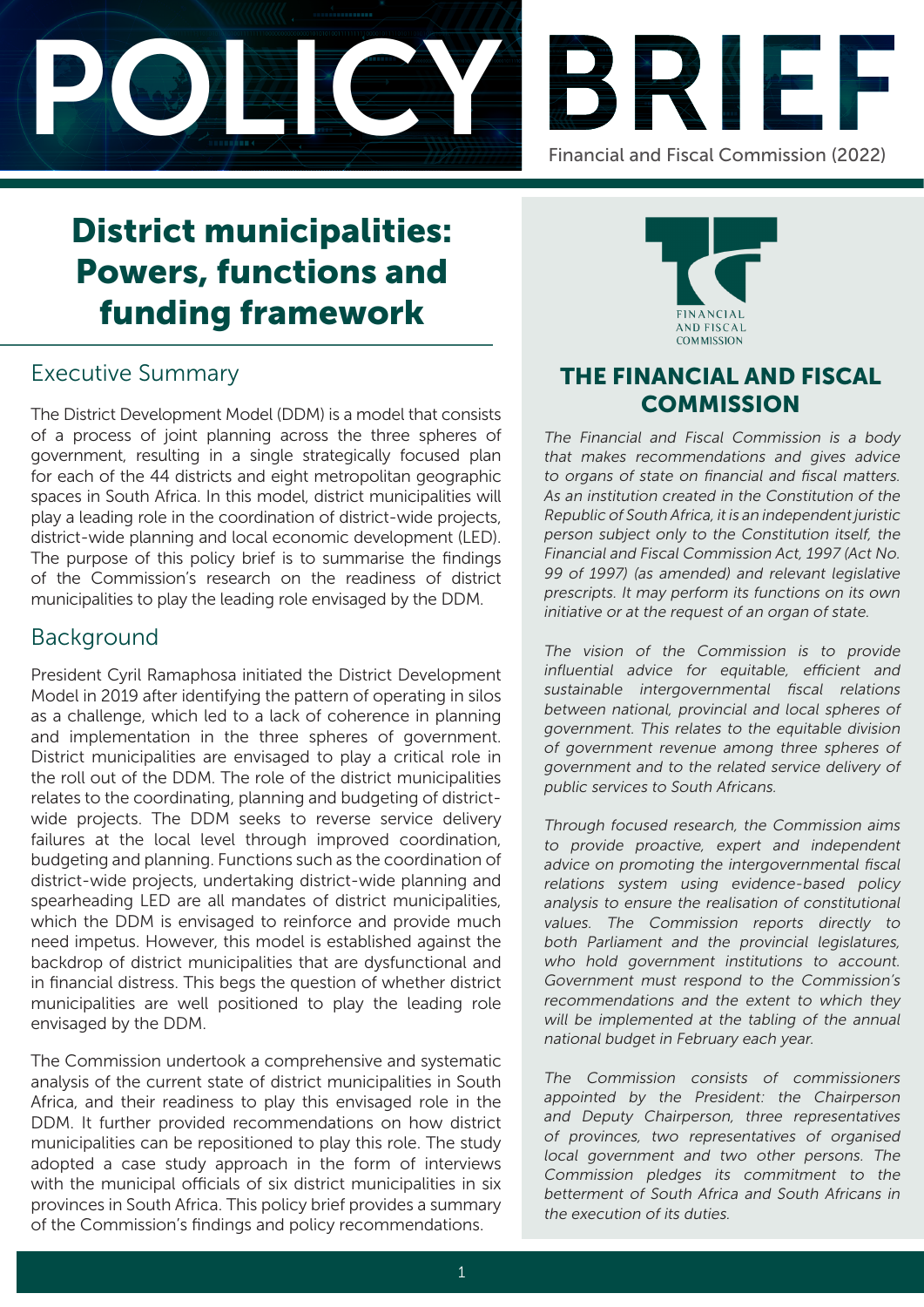# POLICY BRIEF

Financial and Fiscal Commission (2022)

# District municipalities: Powers, functions and funding framework

## Executive Summary

The District Development Model (DDM) is a model that consists of a process of joint planning across the three spheres of government, resulting in a single strategically focused plan for each of the 44 districts and eight metropolitan geographic spaces in South Africa. In this model, district municipalities will play a leading role in the coordination of district-wide projects, district-wide planning and local economic development (LED). The purpose of this policy brief is to summarise the findings of the Commission's research on the readiness of district municipalities to play the leading role envisaged by the DDM.

## Background

President Cyril Ramaphosa initiated the District Development Model in 2019 after identifying the pattern of operating in silos as a challenge, which led to a lack of coherence in planning and implementation in the three spheres of government. District municipalities are envisaged to play a critical role in the roll out of the DDM. The role of the district municipalities relates to the coordinating, planning and budgeting of district-wide projects. The DDM seeks to reverse service delivery failures at the local level through improved coordination, budgeting and planning. Functions such as the coordination of district-wide projects, undertaking district-wide planning and spearheading LED are all mandates of district municipalities, which the DDM is envisaged to reinforce and provide much need impetus. However, this model is established against the backdrop of district municipalities that are dysfunctional and in financial distress. This begs the question of whether district municipalities are well positioned to play the leading role envisaged by the DDM.

The Commission undertook a comprehensive and systematic analysis of the current state of district municipalities in South Africa, and their readiness to play this envisaged role in the DDM. It further provided recommendations on how district municipalities can be repositioned to play this role. The study adopted a case study approach in the form of interviews with the municipal officials of six district municipalities in six provinces in South Africa. This policy brief provides a summary of the Commission's findings and policy recommendations.

FINANCIAL AND FISCAL COMMISSION

## THE FINANCIAL AND FISCAL COMMISSION

*The Financial and Fiscal Commission is a body that makes recommendations and gives advice to organs of state on financial and fiscal matters. As an institution created in the Constitution of the Republic of South Africa, it is an independent juristic person subject only to the Constitution itself, the Financial and Fiscal Commission Act, 1997 (Act No. 99 of 1997) (as amended) and relevant legislative prescripts. It may perform its functions on its own initiative or at the request of an organ of state.*

*The vision of the Commission is to provide influential advice for equitable, efficient and sustainable intergovernmental fiscal relations between national, provincial and local spheres of government. This relates to the equitable division of government revenue among three spheres of government and to the related service delivery of public services to South Africans.*

*Through focused research, the Commission aims to provide proactive, expert and independent advice on promoting the intergovernmental fiscal relations system using evidence-based policy analysis to ensure the realisation of constitutional values. The Commission reports directly to both Parliament and the provincial legislatures, who hold government institutions to account. Government must respond to the Commission's recommendations and the extent to which they will be implemented at the tabling of the annual national budget in February each year.*

*The Commission consists of commissioners appointed by the President: the Chairperson and Deputy Chairperson, three representatives of provinces, two representatives of organised local government and two other persons. The Commission pledges its commitment to the betterment of South Africa and South Africans in the execution of its duties.*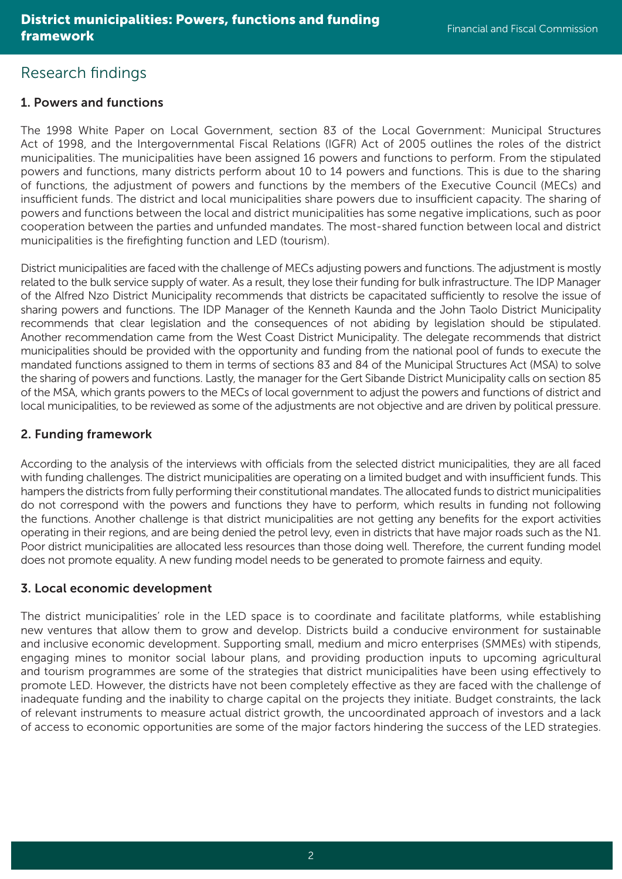## Research findings

### 1. Powers and functions

The 1998 White Paper on Local Government, section 83 of the Local Government: Municipal Structures Act of 1998, and the Intergovernmental Fiscal Relations (IGFR) Act of 2005 outlines the roles of the district municipalities. The municipalities have been assigned 16 powers and functions to perform. From the stipulated powers and functions, many districts perform about 10 to 14 powers and functions. This is due to the sharing of functions, the adjustment of powers and functions by the members of the Executive Council (MECs) and insufficient funds. The district and local municipalities share powers due to insufficient capacity. The sharing of powers and functions between the local and district municipalities has some negative implications, such as poor cooperation between the parties and unfunded mandates. The most-shared function between local and district municipalities is the firefighting function and LED (tourism).

District municipalities are faced with the challenge of MECs adjusting powers and functions. The adjustment is mostly related to the bulk service supply of water. As a result, they lose their funding for bulk infrastructure. The IDP Manager of the Alfred Nzo District Municipality recommends that districts be capacitated sufficiently to resolve the issue of sharing powers and functions. The IDP Manager of the Kenneth Kaunda and the John Taolo District Municipality recommends that clear legislation and the consequences of not abiding by legislation should be stipulated. Another recommendation came from the West Coast District Municipality. The delegate recommends that district municipalities should be provided with the opportunity and funding from the national pool of funds to execute the mandated functions assigned to them in terms of sections 83 and 84 of the Municipal Structures Act (MSA) to solve the sharing of powers and functions. Lastly, the manager for the Gert Sibande District Municipality calls on section 85 of the MSA, which grants powers to the MECs of local government to adjust the powers and functions of district and local municipalities, to be reviewed as some of the adjustments are not objective and are driven by political pressure.

### 2. Funding framework

According to the analysis of the interviews with officials from the selected district municipalities, they are all faced with funding challenges. The district municipalities are operating on a limited budget and with insufficient funds. This hampers the districts from fully performing their constitutional mandates. The allocated funds to district municipalities do not correspond with the powers and functions they have to perform, which results in funding not following the functions. Another challenge is that district municipalities are not getting any benefits for the export activities operating in their regions, and are being denied the petrol levy, even in districts that have major roads such as the N1. Poor district municipalities are allocated less resources than those doing well. Therefore, the current funding model does not promote equality. A new funding model needs to be generated to promote fairness and equity.

### 3. Local economic development

The district municipalities' role in the LED space is to coordinate and facilitate platforms, while establishing new ventures that allow them to grow and develop. Districts build a conducive environment for sustainable and inclusive economic development. Supporting small, medium and micro enterprises (SMMEs) with stipends, engaging mines to monitor social labour plans, and providing production inputs to upcoming agricultural and tourism programmes are some of the strategies that district municipalities have been using effectively to promote LED. However, the districts have not been completely effective as they are faced with the challenge of inadequate funding and the inability to charge capital on the projects they initiate. Budget constraints, the lack of relevant instruments to measure actual district growth, the uncoordinated approach of investors and a lack of access to economic opportunities are some of the major factors hindering the success of the LED strategies.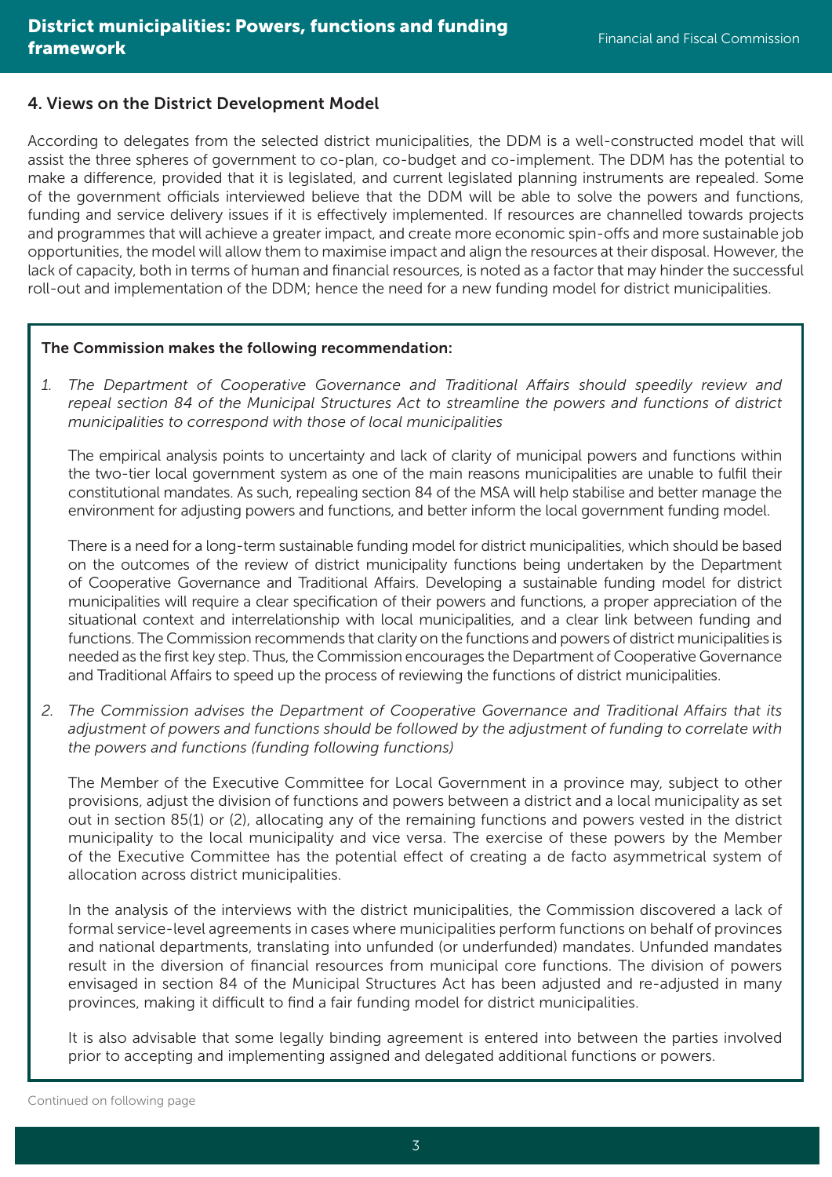## 4. Views on the District Development Model

According to delegates from the selected district municipalities, the DDM is a well-constructed model that will assist the three spheres of government to co-plan, co-budget and co-implement. The DDM has the potential to make a difference, provided that it is legislated, and current legislated planning instruments are repealed. Some of the government officials interviewed believe that the DDM will be able to solve the powers and functions, funding and service delivery issues if it is effectively implemented. If resources are channelled towards projects and programmes that will achieve a greater impact, and create more economic spin-offs and more sustainable job opportunities, the model will allow them to maximise impact and align the resources at their disposal. However, the lack of capacity, both in terms of human and financial resources, is noted as a factor that may hinder the successful roll-out and implementation of the DDM; hence the need for a new funding model for district municipalities.

**The Commission makes the following recommendation:**

1. *The Department of Cooperative Governance and Traditional Affairs should speedily review and repeal section 84 of the Municipal Structures Act to streamline the powers and functions of district municipalities to correspond with those of local municipalities*

   The empirical analysis points to uncertainty and lack of clarity of municipal powers and functions within the two-tier local government system as one of the main reasons municipalities are unable to fulfil their constitutional mandates. As such, repealing section 84 of the MSA will help stabilise and better manage the environment for adjusting powers and functions, and better inform the local government funding model.

   There is a need for a long-term sustainable funding model for district municipalities, which should be based on the outcomes of the review of district municipality functions being undertaken by the Department of Cooperative Governance and Traditional Affairs. Developing a sustainable funding model for district municipalities will require a clear specification of their powers and functions, a proper appreciation of the situational context and interrelationship with local municipalities, and a clear link between funding and functions. The Commission recommends that clarity on the functions and powers of district municipalities is needed as the first key step. Thus, the Commission encourages the Department of Cooperative Governance and Traditional Affairs to speed up the process of reviewing the functions of district municipalities.

2. *The Commission advises the Department of Cooperative Governance and Traditional Affairs that its adjustment of powers and functions should be followed by the adjustment of funding to correlate with the powers and functions (funding following functions)*

   The Member of the Executive Committee for Local Government in a province may, subject to other provisions, adjust the division of functions and powers between a district and a local municipality as set out in section 85(1) or (2), allocating any of the remaining functions and powers vested in the district municipality to the local municipality and vice versa. The exercise of these powers by the Member of the Executive Committee has the potential effect of creating a de facto asymmetrical system of allocation across district municipalities.

   In the analysis of the interviews with the district municipalities, the Commission discovered a lack of formal service-level agreements in cases where municipalities perform functions on behalf of provinces and national departments, translating into unfunded (or underfunded) mandates. Unfunded mandates result in the diversion of financial resources from municipal core functions. The division of powers envisaged in section 84 of the Municipal Structures Act has been adjusted and re-adjusted in many provinces, making it difficult to find a fair funding model for district municipalities.

   It is also advisable that some legally binding agreement is entered into between the parties involved prior to accepting and implementing assigned and delegated additional functions or powers.

Continued on following page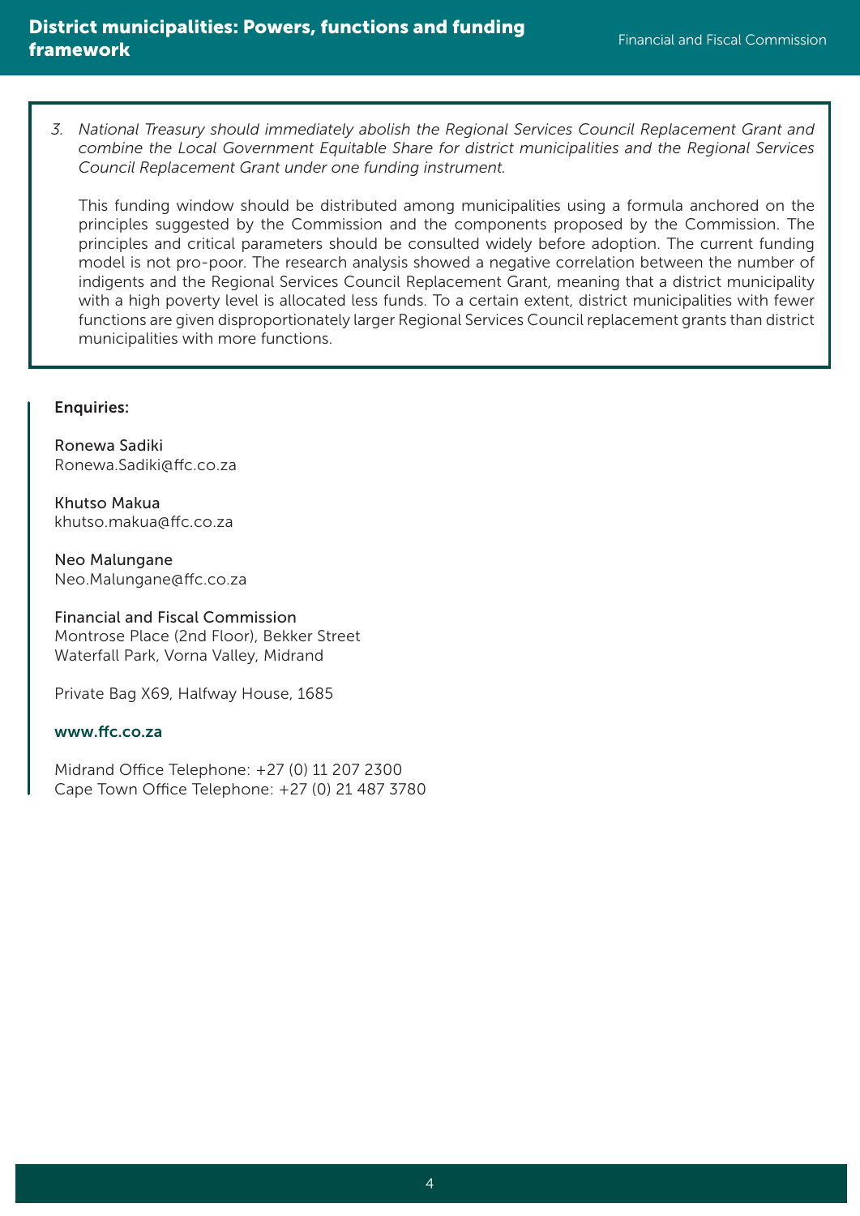3. *National Treasury should immediately abolish the Regional Services Council Replacement Grant and combine the Local Government Equitable Share for district municipalities and the Regional Services Council Replacement Grant under one funding instrument.*

   This funding window should be distributed among municipalities using a formula anchored on the principles suggested by the Commission and the components proposed by the Commission. The principles and critical parameters should be consulted widely before adoption. The current funding model is not pro-poor. The research analysis showed a negative correlation between the number of indigents and the Regional Services Council Replacement Grant, meaning that a district municipality with a high poverty level is allocated less funds. To a certain extent, district municipalities with fewer functions are given disproportionately larger Regional Services Council replacement grants than district municipalities with more functions.

**Enquiries:**

Ronewa Sadiki
Ronewa.Sadiki@ffc.co.za

Khutso Makua
khutso.makua@ffc.co.za

Neo Malungane
Neo.Malungane@ffc.co.za

Financial and Fiscal Commission
Montrose Place (2nd Floor), Bekker Street
Waterfall Park, Vorna Valley, Midrand

Private Bag X69, Halfway House, 1685

**www.ffc.co.za**

Midrand Office Telephone: +27 (0) 11 207 2300
Cape Town Office Telephone: +27 (0) 21 487 3780